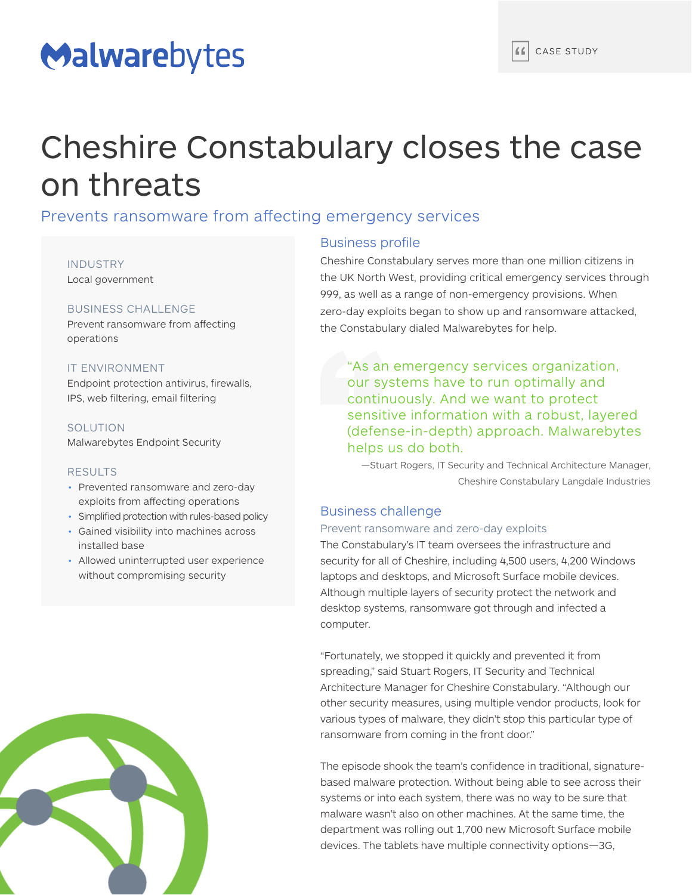Malwarebytes

CASE STUDY

# Cheshire Constabulary closes the case on threats

## Prevents ransomware from affecting emergency services

**INDUSTRY**
Local government

**BUSINESS CHALLENGE**
Prevent ransomware from affecting operations

**IT ENVIRONMENT**
Endpoint protection antivirus, firewalls, IPS, web filtering, email filtering

**SOLUTION**
Malwarebytes Endpoint Security

**RESULTS**

- Prevented ransomware and zero-day exploits from affecting operations
- Simplified protection with rules-based policy
- Gained visibility into machines across installed base
- Allowed uninterrupted user experience without compromising security

### Business profile

Cheshire Constabulary serves more than one million citizens in the UK North West, providing critical emergency services through 999, as well as a range of non-emergency provisions. When zero-day exploits began to show up and ransomware attacked, the Constabulary dialed Malwarebytes for help.

> "As an emergency services organization, our systems have to run optimally and continuously. And we want to protect sensitive information with a robust, layered (defense-in-depth) approach. Malwarebytes helps us do both.
>
> —Stuart Rogers, IT Security and Technical Architecture Manager, Cheshire Constabulary Langdale Industries

### Business challenge

#### Prevent ransomware and zero-day exploits

The Constabulary's IT team oversees the infrastructure and security for all of Cheshire, including 4,500 users, 4,200 Windows laptops and desktops, and Microsoft Surface mobile devices. Although multiple layers of security protect the network and desktop systems, ransomware got through and infected a computer.

"Fortunately, we stopped it quickly and prevented it from spreading," said Stuart Rogers, IT Security and Technical Architecture Manager for Cheshire Constabulary. "Although our other security measures, using multiple vendor products, look for various types of malware, they didn't stop this particular type of ransomware from coming in the front door."

The episode shook the team's confidence in traditional, signature-based malware protection. Without being able to see across their systems or into each system, there was no way to be sure that malware wasn't also on other machines. At the same time, the department was rolling out 1,700 new Microsoft Surface mobile devices. The tablets have multiple connectivity options—3G,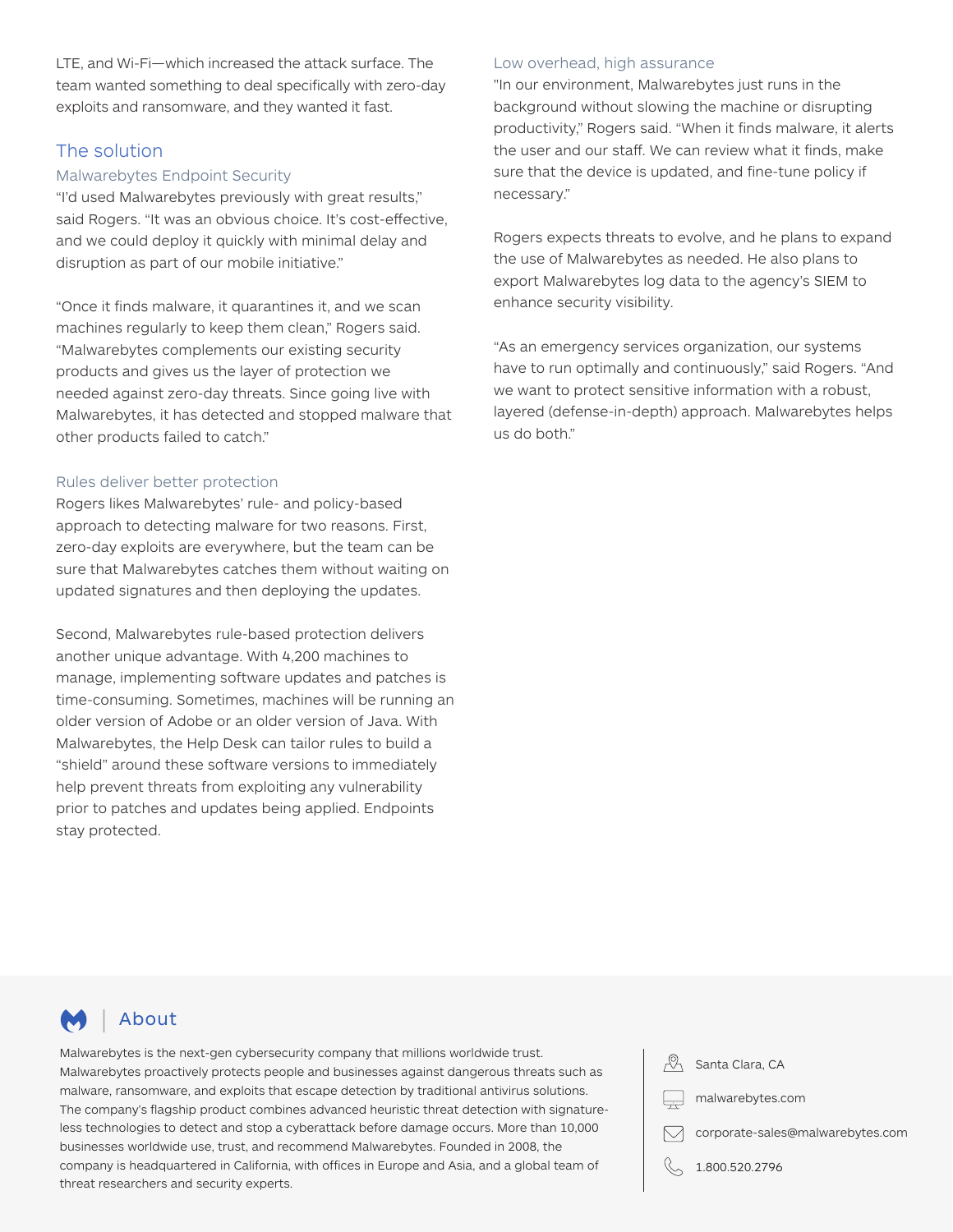LTE, and Wi-Fi—which increased the attack surface. The team wanted something to deal specifically with zero-day exploits and ransomware, and they wanted it fast.

## The solution

### Malwarebytes Endpoint Security

“I’d used Malwarebytes previously with great results,” said Rogers. “It was an obvious choice. It’s cost-effective, and we could deploy it quickly with minimal delay and disruption as part of our mobile initiative.”

“Once it finds malware, it quarantines it, and we scan machines regularly to keep them clean,” Rogers said. “Malwarebytes complements our existing security products and gives us the layer of protection we needed against zero-day threats. Since going live with Malwarebytes, it has detected and stopped malware that other products failed to catch.”

### Rules deliver better protection

Rogers likes Malwarebytes’ rule- and policy-based approach to detecting malware for two reasons. First, zero-day exploits are everywhere, but the team can be sure that Malwarebytes catches them without waiting on updated signatures and then deploying the updates.

Second, Malwarebytes rule-based protection delivers another unique advantage. With 4,200 machines to manage, implementing software updates and patches is time-consuming. Sometimes, machines will be running an older version of Adobe or an older version of Java. With Malwarebytes, the Help Desk can tailor rules to build a “shield” around these software versions to immediately help prevent threats from exploiting any vulnerability prior to patches and updates being applied. Endpoints stay protected.

### Low overhead, high assurance

"In our environment, Malwarebytes just runs in the background without slowing the machine or disrupting productivity," Rogers said. “When it finds malware, it alerts the user and our staff. We can review what it finds, make sure that the device is updated, and fine-tune policy if necessary.”

Rogers expects threats to evolve, and he plans to expand the use of Malwarebytes as needed. He also plans to export Malwarebytes log data to the agency’s SIEM to enhance security visibility.

“As an emergency services organization, our systems have to run optimally and continuously,” said Rogers. “And we want to protect sensitive information with a robust, layered (defense-in-depth) approach. Malwarebytes helps us do both.”

## About

Malwarebytes is the next-gen cybersecurity company that millions worldwide trust. Malwarebytes proactively protects people and businesses against dangerous threats such as malware, ransomware, and exploits that escape detection by traditional antivirus solutions. The company’s flagship product combines advanced heuristic threat detection with signature-less technologies to detect and stop a cyberattack before damage occurs. More than 10,000 businesses worldwide use, trust, and recommend Malwarebytes. Founded in 2008, the company is headquartered in California, with offices in Europe and Asia, and a global team of threat researchers and security experts.

Santa Clara, CA

malwarebytes.com

corporate-sales@malwarebytes.com

1.800.520.2796